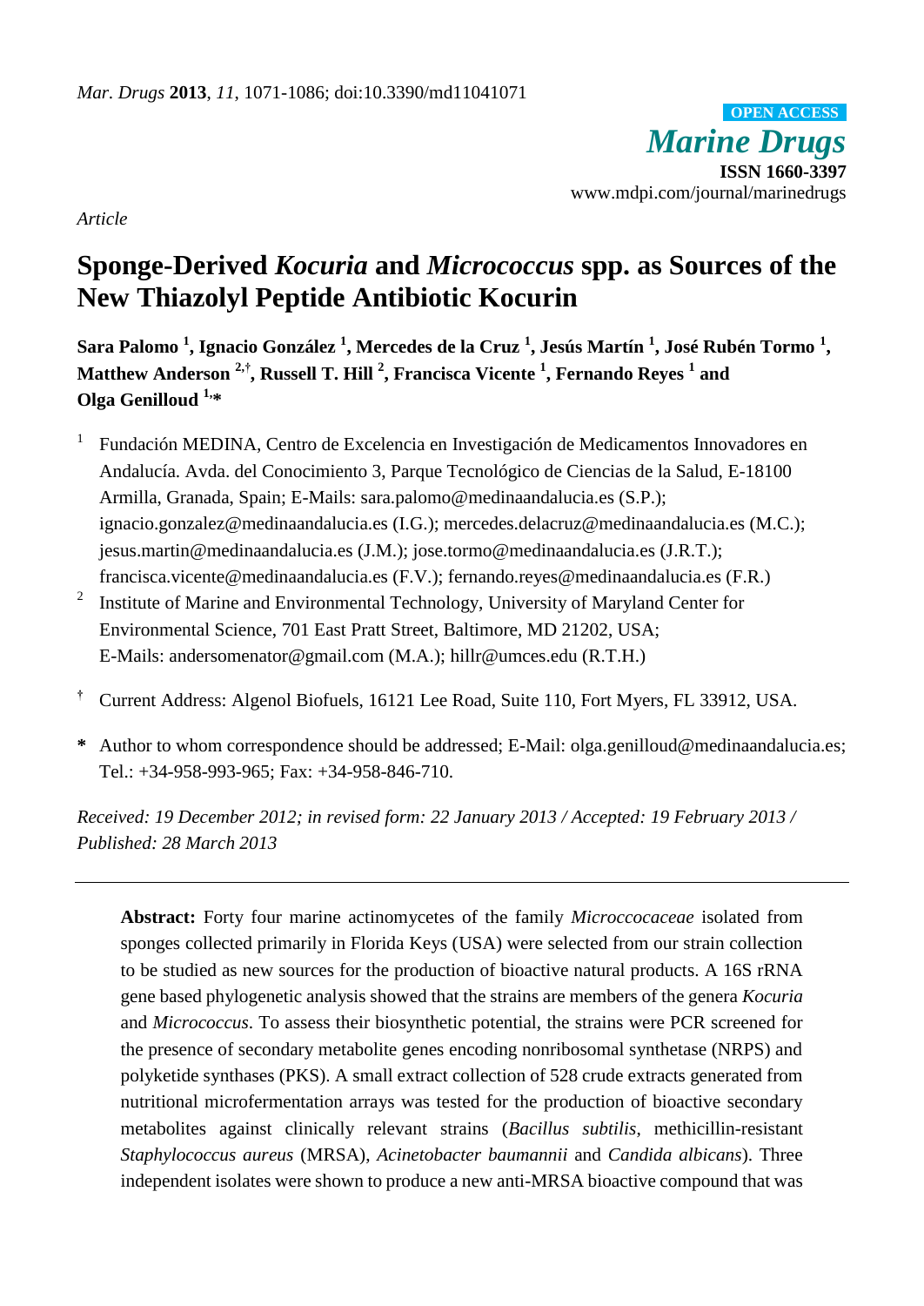*Article*

# Sponge-Derived *Kocuria* and *Micrococcus* spp. as Sources of the New Thiazolyl Peptide Antibiotic Kocurin

**Sara Palomo [1], Ignacio González [1], Mercedes de la Cruz [1], Jesús Martín [1], José Rubén Tormo [1], Matthew Anderson [2,†], Russell T. Hill [2], Francisca Vicente [1], Fernando Reyes [1] and Olga Genilloud [1,*]**

[1] Fundación MEDINA, Centro de Excelencia en Investigación de Medicamentos Innovadores en Andalucía. Avda. del Conocimiento 3, Parque Tecnológico de Ciencias de la Salud, E-18100 Armilla, Granada, Spain; E-Mails: sara.palomo@medinaandalucia.es (S.P.); ignacio.gonzalez@medinaandalucia.es (I.G.); mercedes.delacruz@medinaandalucia.es (M.C.); jesus.martin@medinaandalucia.es (J.M.); jose.tormo@medinaandalucia.es (J.R.T.); francisca.vicente@medinaandalucia.es (F.V.); fernando.reyes@medinaandalucia.es (F.R.)

[2] Institute of Marine and Environmental Technology, University of Maryland Center for Environmental Science, 701 East Pratt Street, Baltimore, MD 21202, USA; E-Mails: andersomenator@gmail.com (M.A.); hillr@umces.edu (R.T.H.)

[†] Current Address: Algenol Biofuels, 16121 Lee Road, Suite 110, Fort Myers, FL 33912, USA.

[*] Author to whom correspondence should be addressed; E-Mail: olga.genilloud@medinaandalucia.es; Tel.: +34-958-993-965; Fax: +34-958-846-710.

*Received: 19 December 2012; in revised form: 22 January 2013 / Accepted: 19 February 2013 / Published: 28 March 2013*

---

**Abstract:** Forty four marine actinomycetes of the family *Microccocaceae* isolated from sponges collected primarily in Florida Keys (USA) were selected from our strain collection to be studied as new sources for the production of bioactive natural products. A 16S rRNA gene based phylogenetic analysis showed that the strains are members of the genera *Kocuria* and *Micrococcus*. To assess their biosynthetic potential, the strains were PCR screened for the presence of secondary metabolite genes encoding nonribosomal synthetase (NRPS) and polyketide synthases (PKS). A small extract collection of 528 crude extracts generated from nutritional microfermentation arrays was tested for the production of bioactive secondary metabolites against clinically relevant strains (*Bacillus subtilis*, methicillin-resistant *Staphylococcus aureus* (MRSA), *Acinetobacter baumannii* and *Candida albicans*). Three independent isolates were shown to produce a new anti-MRSA bioactive compound that was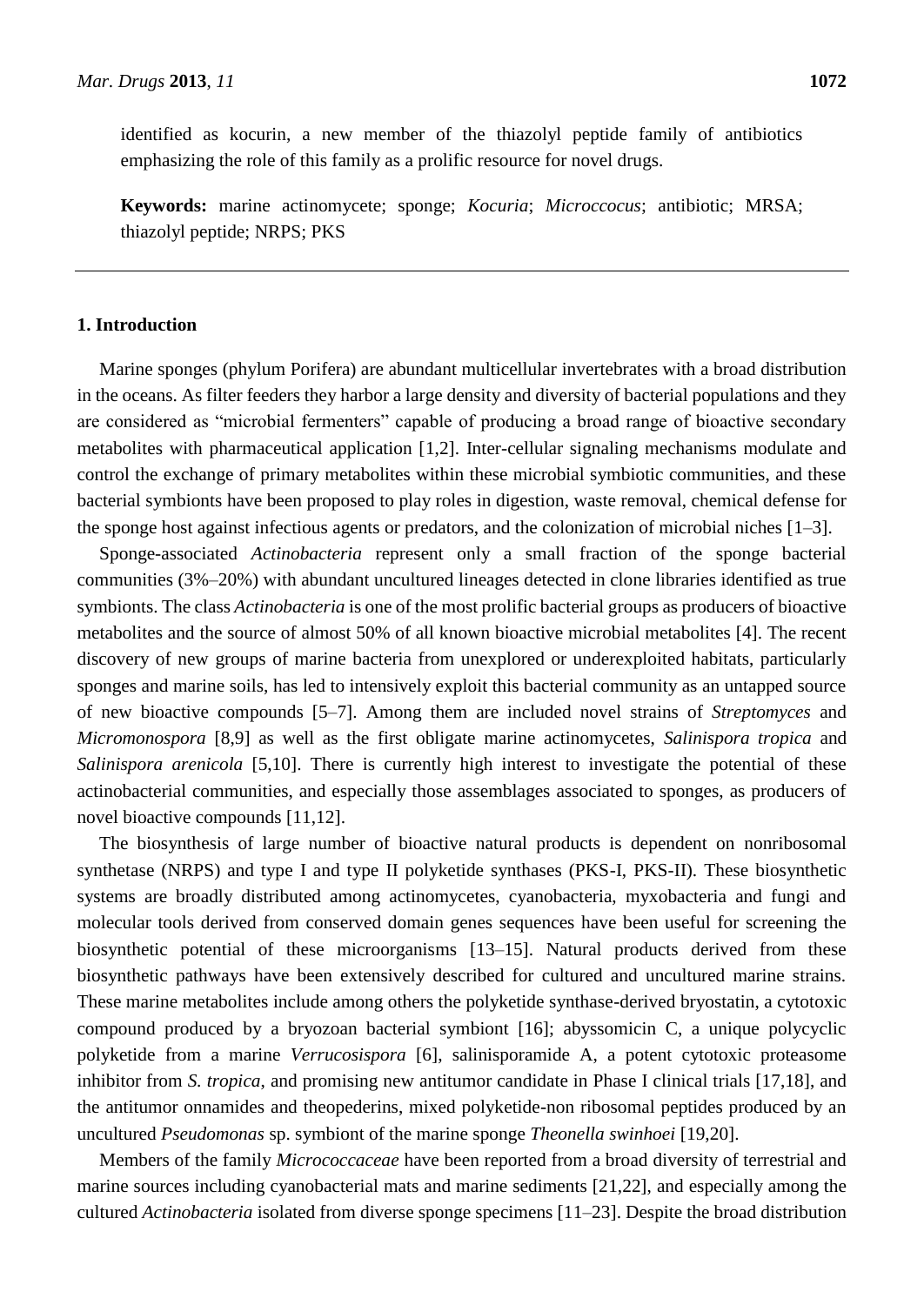identified as kocurin, a new member of the thiazolyl peptide family of antibiotics emphasizing the role of this family as a prolific resource for novel drugs.

**Keywords:** marine actinomycete; sponge; *Kocuria*; *Microccocus*; antibiotic; MRSA; thiazolyl peptide; NRPS; PKS

## 1. Introduction

Marine sponges (phylum Porifera) are abundant multicellular invertebrates with a broad distribution in the oceans. As filter feeders they harbor a large density and diversity of bacterial populations and they are considered as "microbial fermenters" capable of producing a broad range of bioactive secondary metabolites with pharmaceutical application [1,2]. Inter-cellular signaling mechanisms modulate and control the exchange of primary metabolites within these microbial symbiotic communities, and these bacterial symbionts have been proposed to play roles in digestion, waste removal, chemical defense for the sponge host against infectious agents or predators, and the colonization of microbial niches [1–3].

Sponge-associated *Actinobacteria* represent only a small fraction of the sponge bacterial communities (3%–20%) with abundant uncultured lineages detected in clone libraries identified as true symbionts. The class *Actinobacteria* is one of the most prolific bacterial groups as producers of bioactive metabolites and the source of almost 50% of all known bioactive microbial metabolites [4]. The recent discovery of new groups of marine bacteria from unexplored or underexploited habitats, particularly sponges and marine soils, has led to intensively exploit this bacterial community as an untapped source of new bioactive compounds [5–7]. Among them are included novel strains of *Streptomyces* and *Micromonospora* [8,9] as well as the first obligate marine actinomycetes, *Salinispora tropica* and *Salinispora arenicola* [5,10]. There is currently high interest to investigate the potential of these actinobacterial communities, and especially those assemblages associated to sponges, as producers of novel bioactive compounds [11,12].

The biosynthesis of large number of bioactive natural products is dependent on nonribosomal synthetase (NRPS) and type I and type II polyketide synthases (PKS-I, PKS-II). These biosynthetic systems are broadly distributed among actinomycetes, cyanobacteria, myxobacteria and fungi and molecular tools derived from conserved domain genes sequences have been useful for screening the biosynthetic potential of these microorganisms [13–15]. Natural products derived from these biosynthetic pathways have been extensively described for cultured and uncultured marine strains. These marine metabolites include among others the polyketide synthase-derived bryostatin, a cytotoxic compound produced by a bryozoan bacterial symbiont [16]; abyssomicin C, a unique polycyclic polyketide from a marine *Verrucosispora* [6], salinisporamide A, a potent cytotoxic proteasome inhibitor from *S. tropica*, and promising new antitumor candidate in Phase I clinical trials [17,18], and the antitumor onnamides and theopederins, mixed polyketide-non ribosomal peptides produced by an uncultured *Pseudomonas* sp. symbiont of the marine sponge *Theonella swinhoei* [19,20].

Members of the family *Micrococcaceae* have been reported from a broad diversity of terrestrial and marine sources including cyanobacterial mats and marine sediments [21,22], and especially among the cultured *Actinobacteria* isolated from diverse sponge specimens [11–23]. Despite the broad distribution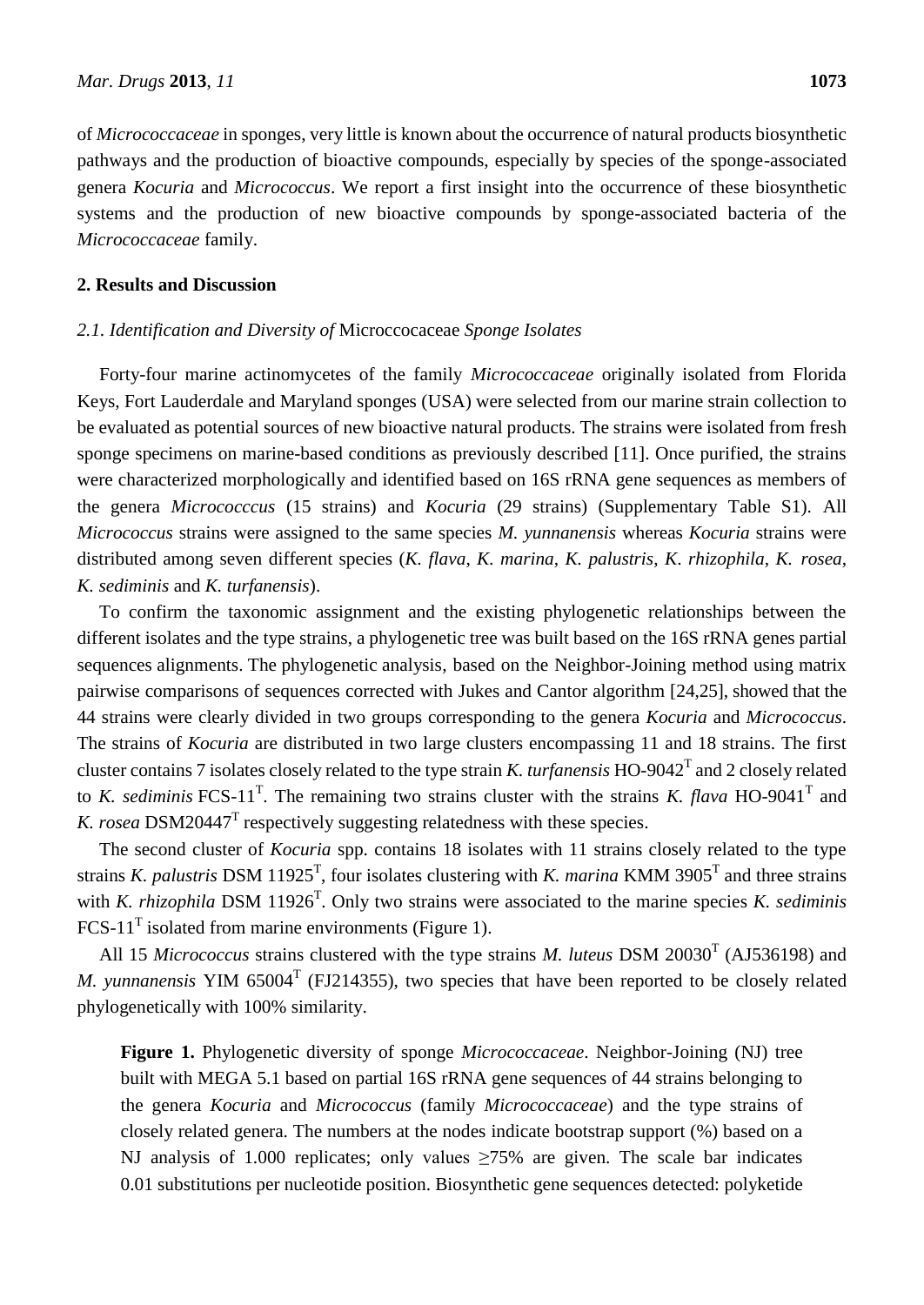of *Micrococcaceae* in sponges, very little is known about the occurrence of natural products biosynthetic pathways and the production of bioactive compounds, especially by species of the sponge-associated genera *Kocuria* and *Micrococcus*. We report a first insight into the occurrence of these biosynthetic systems and the production of new bioactive compounds by sponge-associated bacteria of the *Micrococcaceae* family.

## 2. Results and Discussion

### *2.1. Identification and Diversity of* Micrococcaceae *Sponge Isolates*

Forty-four marine actinomycetes of the family *Micrococcaceae* originally isolated from Florida Keys, Fort Lauderdale and Maryland sponges (USA) were selected from our marine strain collection to be evaluated as potential sources of new bioactive natural products. The strains were isolated from fresh sponge specimens on marine-based conditions as previously described [11]. Once purified, the strains were characterized morphologically and identified based on 16S rRNA gene sequences as members of the genera *Micrococccus* (15 strains) and *Kocuria* (29 strains) (Supplementary Table S1). All *Micrococcus* strains were assigned to the same species *M. yunnanensis* whereas *Kocuria* strains were distributed among seven different species (*K. flava*, *K. marina*, *K. palustris*, *K. rhizophila*, *K. rosea*, *K. sediminis* and *K. turfanensis*).

To confirm the taxonomic assignment and the existing phylogenetic relationships between the different isolates and the type strains, a phylogenetic tree was built based on the 16S rRNA genes partial sequences alignments. The phylogenetic analysis, based on the Neighbor-Joining method using matrix pairwise comparisons of sequences corrected with Jukes and Cantor algorithm [24,25], showed that the 44 strains were clearly divided in two groups corresponding to the genera *Kocuria* and *Micrococcus*. The strains of *Kocuria* are distributed in two large clusters encompassing 11 and 18 strains. The first cluster contains 7 isolates closely related to the type strain *K. turfanensis* HO-9042$^T$ and 2 closely related to *K. sediminis* FCS-11$^T$. The remaining two strains cluster with the strains *K. flava* HO-9041$^T$ and *K. rosea* DSM20447$^T$ respectively suggesting relatedness with these species.

The second cluster of *Kocuria* spp. contains 18 isolates with 11 strains closely related to the type strains *K. palustris* DSM 11925$^T$, four isolates clustering with *K. marina* KMM 3905$^T$ and three strains with *K. rhizophila* DSM 11926$^T$. Only two strains were associated to the marine species *K. sediminis* FCS-11$^T$ isolated from marine environments (Figure 1).

All 15 *Micrococcus* strains clustered with the type strains *M. luteus* DSM 20030$^T$ (AJ536198) and *M. yunnanensis* YIM 65004$^T$ (FJ214355), two species that have been reported to be closely related phylogenetically with 100% similarity.

**Figure 1.** Phylogenetic diversity of sponge *Micrococcaceae*. Neighbor-Joining (NJ) tree built with MEGA 5.1 based on partial 16S rRNA gene sequences of 44 strains belonging to the genera *Kocuria* and *Micrococcus* (family *Micrococcaceae*) and the type strains of closely related genera. The numbers at the nodes indicate bootstrap support (%) based on a NJ analysis of 1.000 replicates; only values ≥75% are given. The scale bar indicates 0.01 substitutions per nucleotide position. Biosynthetic gene sequences detected: polyketide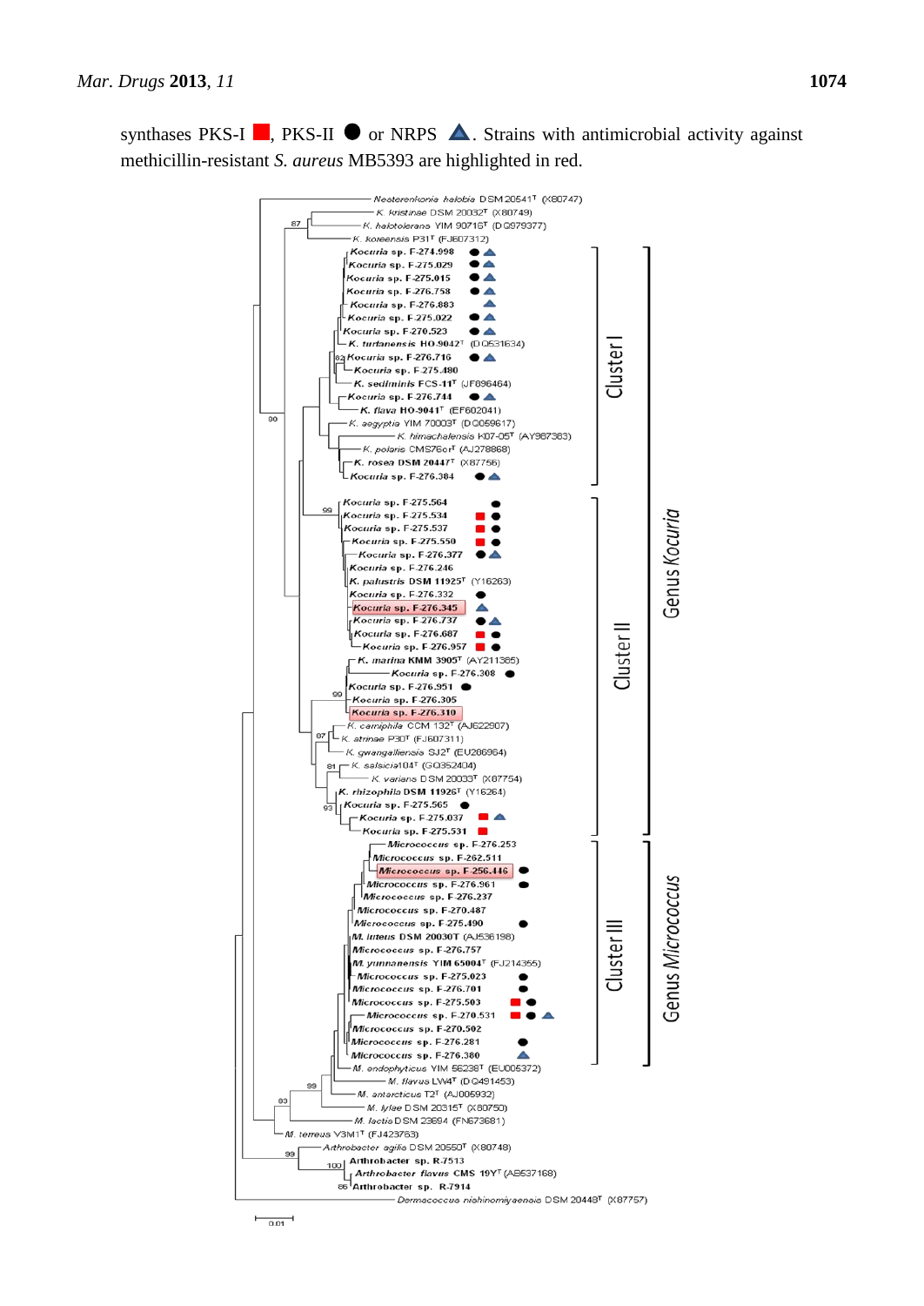synthases PKS-I ■, PKS-II ● or NRPS ▲. Strains with antimicrobial activity against methicillin-resistant *S. aureus* MB5393 are highlighted in red.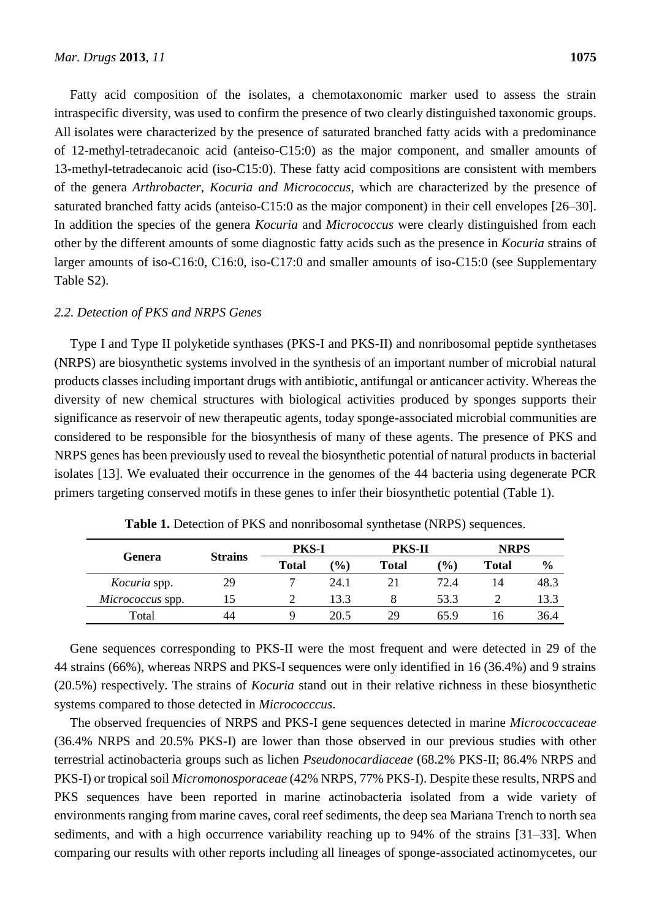Fatty acid composition of the isolates, a chemotaxonomic marker used to assess the strain intraspecific diversity, was used to confirm the presence of two clearly distinguished taxonomic groups. All isolates were characterized by the presence of saturated branched fatty acids with a predominance of 12-methyl-tetradecanoic acid (anteiso-C15:0) as the major component, and smaller amounts of 13-methyl-tetradecanoic acid (iso-C15:0). These fatty acid compositions are consistent with members of the genera *Arthrobacter*, *Kocuria and Micrococcus*, which are characterized by the presence of saturated branched fatty acids (anteiso-C15:0 as the major component) in their cell envelopes [26–30]. In addition the species of the genera *Kocuria* and *Micrococcus* were clearly distinguished from each other by the different amounts of some diagnostic fatty acids such as the presence in *Kocuria* strains of larger amounts of iso-C16:0, C16:0, iso-C17:0 and smaller amounts of iso-C15:0 (see Supplementary Table S2).

### *2.2. Detection of PKS and NRPS Genes*

Type I and Type II polyketide synthases (PKS-I and PKS-II) and nonribosomal peptide synthetases (NRPS) are biosynthetic systems involved in the synthesis of an important number of microbial natural products classes including important drugs with antibiotic, antifungal or anticancer activity. Whereas the diversity of new chemical structures with biological activities produced by sponges supports their significance as reservoir of new therapeutic agents, today sponge-associated microbial communities are considered to be responsible for the biosynthesis of many of these agents. The presence of PKS and NRPS genes has been previously used to reveal the biosynthetic potential of natural products in bacterial isolates [13]. We evaluated their occurrence in the genomes of the 44 bacteria using degenerate PCR primers targeting conserved motifs in these genes to infer their biosynthetic potential (Table 1).

**Table 1.** Detection of PKS and nonribosomal synthetase (NRPS) sequences.

| Genera | Strains | PKS-I | | PKS-II | | NRPS | |
|---|---|---|---|---|---|---|---|
| | | Total | (%) | Total | (%) | Total | % |
| *Kocuria* spp. | 29 | 7 | 24.1 | 21 | 72.4 | 14 | 48.3 |
| *Micrococcus* spp. | 15 | 2 | 13.3 | 8 | 53.3 | 2 | 13.3 |
| Total | 44 | 9 | 20.5 | 29 | 65.9 | 16 | 36.4 |

Gene sequences corresponding to PKS-II were the most frequent and were detected in 29 of the 44 strains (66%), whereas NRPS and PKS-I sequences were only identified in 16 (36.4%) and 9 strains (20.5%) respectively. The strains of *Kocuria* stand out in their relative richness in these biosynthetic systems compared to those detected in *Micrococccus*.

The observed frequencies of NRPS and PKS-I gene sequences detected in marine *Micrococcaceae* (36.4% NRPS and 20.5% PKS-I) are lower than those observed in our previous studies with other terrestrial actinobacteria groups such as lichen *Pseudonocardiaceae* (68.2% PKS-II; 86.4% NRPS and PKS-I) or tropical soil *Micromonosporaceae* (42% NRPS, 77% PKS-I). Despite these results, NRPS and PKS sequences have been reported in marine actinobacteria isolated from a wide variety of environments ranging from marine caves, coral reef sediments, the deep sea Mariana Trench to north sea sediments, and with a high occurrence variability reaching up to 94% of the strains [31–33]. When comparing our results with other reports including all lineages of sponge-associated actinomycetes, our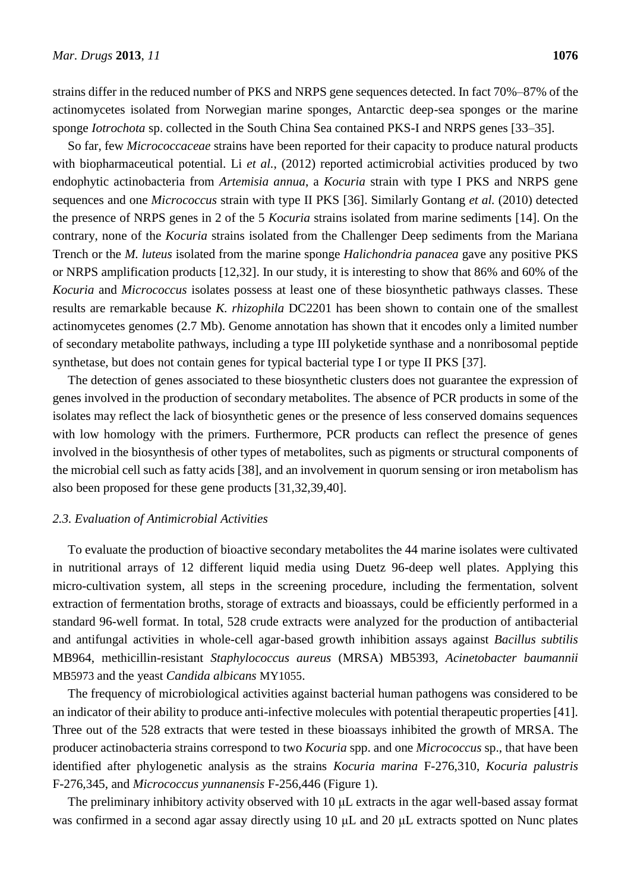strains differ in the reduced number of PKS and NRPS gene sequences detected. In fact 70%–87% of the actinomycetes isolated from Norwegian marine sponges, Antarctic deep-sea sponges or the marine sponge *Iotrochota* sp. collected in the South China Sea contained PKS-I and NRPS genes [33–35].

So far, few *Micrococcaceae* strains have been reported for their capacity to produce natural products with biopharmaceutical potential. Li *et al.*, (2012) reported actimicrobial activities produced by two endophytic actinobacteria from *Artemisia annua*, a *Kocuria* strain with type I PKS and NRPS gene sequences and one *Micrococcus* strain with type II PKS [36]. Similarly Gontang *et al.* (2010) detected the presence of NRPS genes in 2 of the 5 *Kocuria* strains isolated from marine sediments [14]. On the contrary, none of the *Kocuria* strains isolated from the Challenger Deep sediments from the Mariana Trench or the *M. luteus* isolated from the marine sponge *Halichondria panacea* gave any positive PKS or NRPS amplification products [12,32]. In our study, it is interesting to show that 86% and 60% of the *Kocuria* and *Micrococcus* isolates possess at least one of these biosynthetic pathways classes. These results are remarkable because *K. rhizophila* DC2201 has been shown to contain one of the smallest actinomycetes genomes (2.7 Mb). Genome annotation has shown that it encodes only a limited number of secondary metabolite pathways, including a type III polyketide synthase and a nonribosomal peptide synthetase, but does not contain genes for typical bacterial type I or type II PKS [37].

The detection of genes associated to these biosynthetic clusters does not guarantee the expression of genes involved in the production of secondary metabolites. The absence of PCR products in some of the isolates may reflect the lack of biosynthetic genes or the presence of less conserved domains sequences with low homology with the primers. Furthermore, PCR products can reflect the presence of genes involved in the biosynthesis of other types of metabolites, such as pigments or structural components of the microbial cell such as fatty acids [38], and an involvement in quorum sensing or iron metabolism has also been proposed for these gene products [31,32,39,40].

### 2.3. Evaluation of Antimicrobial Activities

To evaluate the production of bioactive secondary metabolites the 44 marine isolates were cultivated in nutritional arrays of 12 different liquid media using Duetz 96-deep well plates. Applying this micro-cultivation system, all steps in the screening procedure, including the fermentation, solvent extraction of fermentation broths, storage of extracts and bioassays, could be efficiently performed in a standard 96-well format. In total, 528 crude extracts were analyzed for the production of antibacterial and antifungal activities in whole-cell agar-based growth inhibition assays against *Bacillus subtilis* MB964, methicillin-resistant *Staphylococcus aureus* (MRSA) MB5393, *Acinetobacter baumannii* MB5973 and the yeast *Candida albicans* MY1055.

The frequency of microbiological activities against bacterial human pathogens was considered to be an indicator of their ability to produce anti-infective molecules with potential therapeutic properties [41]. Three out of the 528 extracts that were tested in these bioassays inhibited the growth of MRSA. The producer actinobacteria strains correspond to two *Kocuria* spp. and one *Micrococcus* sp., that have been identified after phylogenetic analysis as the strains *Kocuria marina* F-276,310, *Kocuria palustris* F-276,345, and *Micrococcus yunnanensis* F-256,446 (Figure 1).

The preliminary inhibitory activity observed with 10 μL extracts in the agar well-based assay format was confirmed in a second agar assay directly using 10 μL and 20 μL extracts spotted on Nunc plates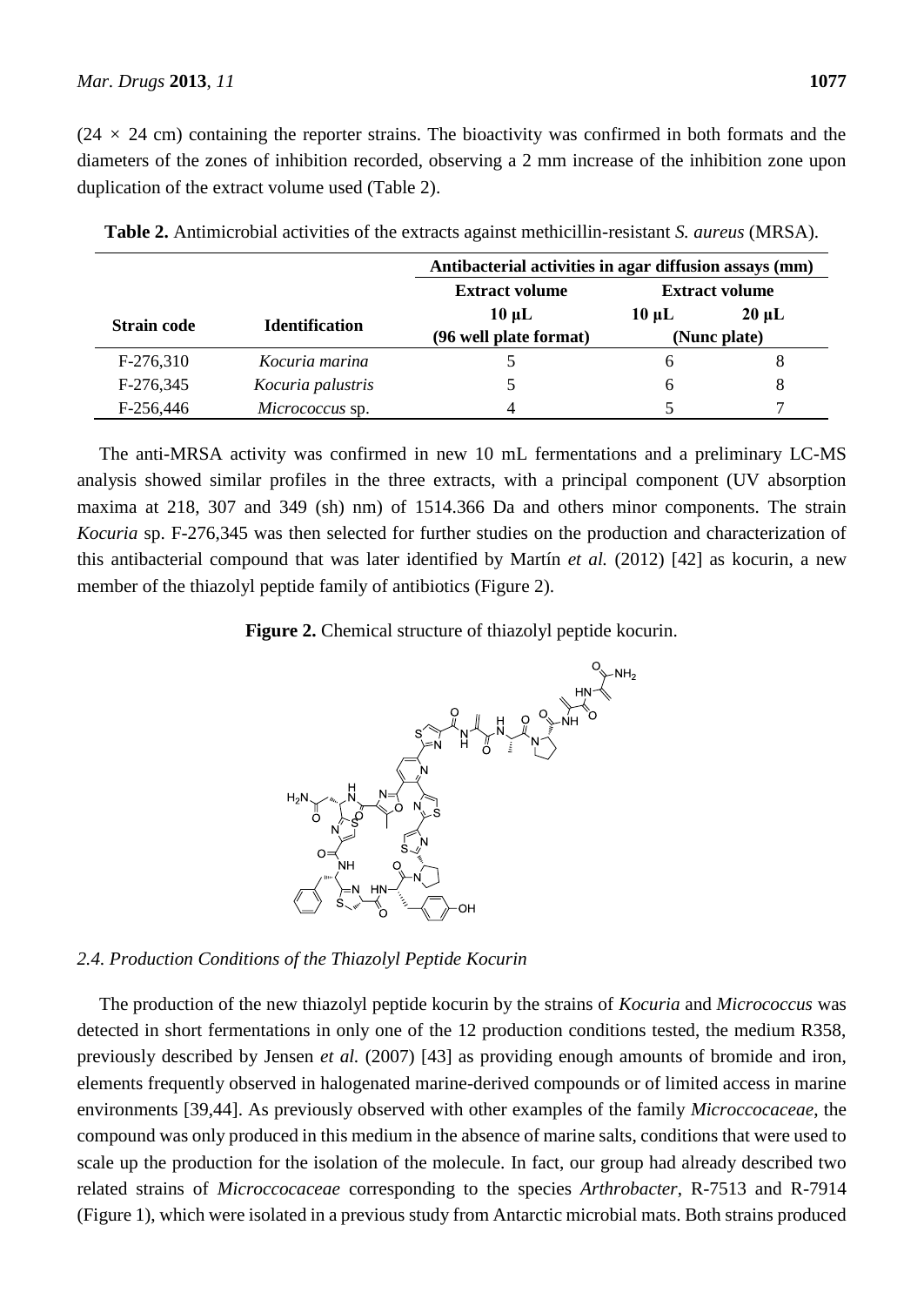(24 × 24 cm) containing the reporter strains. The bioactivity was confirmed in both formats and the diameters of the zones of inhibition recorded, observing a 2 mm increase of the inhibition zone upon duplication of the extract volume used (Table 2).

**Table 2.** Antimicrobial activities of the extracts against methicillin-resistant *S. aureus* (MRSA).

| Strain code | Identification | Antibacterial activities in agar diffusion assays (mm) | | |
|---|---|---|---|---|
| | | Extract volume | Extract volume | |
| | | 10 μL (96 well plate format) | 10 μL (Nunc plate) | 20 μL (Nunc plate) |
| F-276,310 | *Kocuria marina* | 5 | 6 | 8 |
| F-276,345 | *Kocuria palustris* | 5 | 6 | 8 |
| F-256,446 | *Micrococcus* sp. | 4 | 5 | 7 |

The anti-MRSA activity was confirmed in new 10 mL fermentations and a preliminary LC-MS analysis showed similar profiles in the three extracts, with a principal component (UV absorption maxima at 218, 307 and 349 (sh) nm) of 1514.366 Da and others minor components. The strain *Kocuria* sp. F-276,345 was then selected for further studies on the production and characterization of this antibacterial compound that was later identified by Martín *et al.* (2012) [42] as kocurin, a new member of the thiazolyl peptide family of antibiotics (Figure 2).

**Figure 2.** Chemical structure of thiazolyl peptide kocurin.

### *2.4. Production Conditions of the Thiazolyl Peptide Kocurin*

The production of the new thiazolyl peptide kocurin by the strains of *Kocuria* and *Micrococcus* was detected in short fermentations in only one of the 12 production conditions tested, the medium R358, previously described by Jensen *et al.* (2007) [43] as providing enough amounts of bromide and iron, elements frequently observed in halogenated marine-derived compounds or of limited access in marine environments [39,44]. As previously observed with other examples of the family *Micrococcaceae*, the compound was only produced in this medium in the absence of marine salts, conditions that were used to scale up the production for the isolation of the molecule. In fact, our group had already described two related strains of *Micrococcaceae* corresponding to the species *Arthrobacter*, R-7513 and R-7914 (Figure 1), which were isolated in a previous study from Antarctic microbial mats. Both strains produced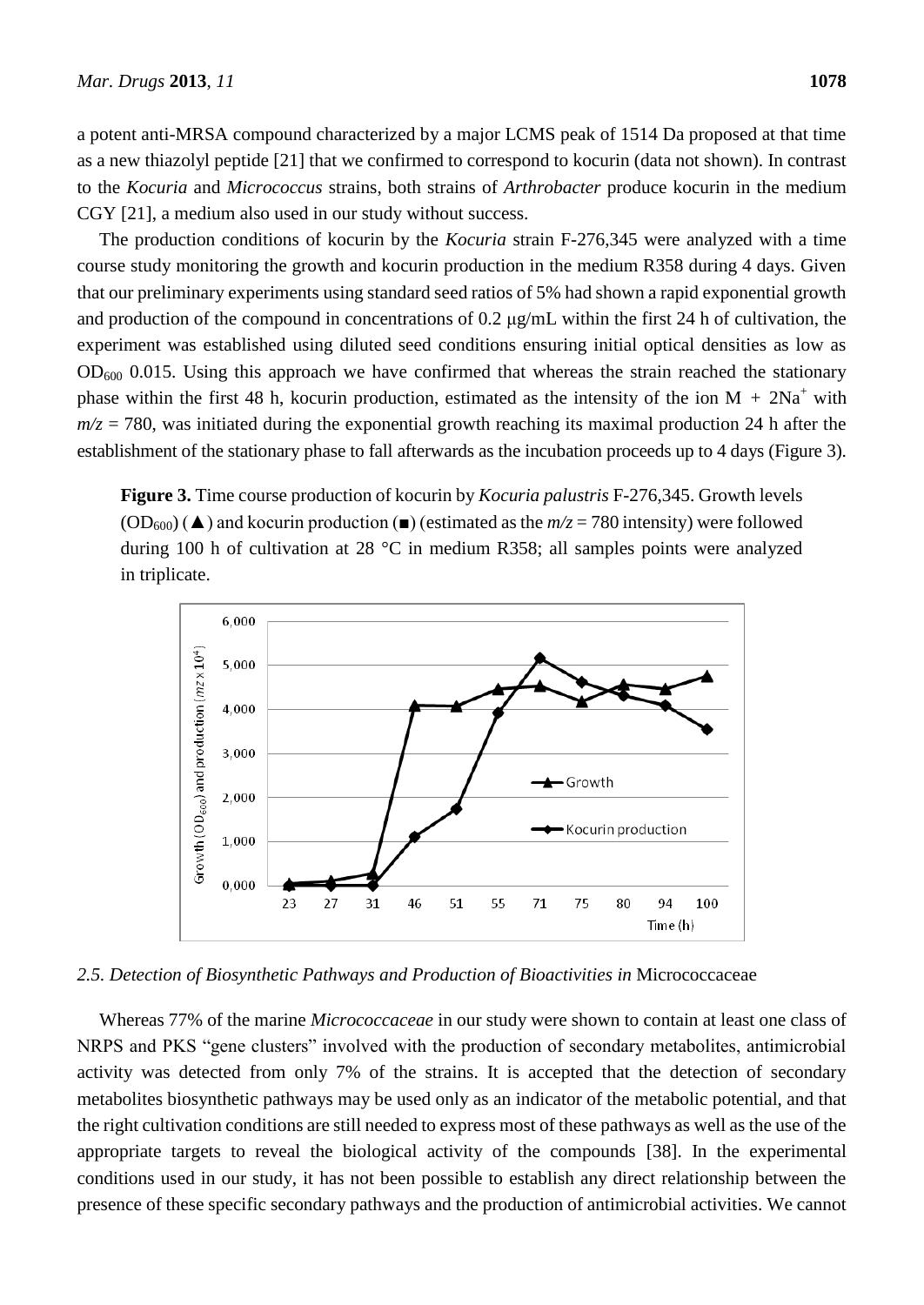a potent anti-MRSA compound characterized by a major LCMS peak of 1514 Da proposed at that time as a new thiazolyl peptide [21] that we confirmed to correspond to kocurin (data not shown). In contrast to the *Kocuria* and *Micrococcus* strains, both strains of *Arthrobacter* produce kocurin in the medium CGY [21], a medium also used in our study without success.

The production conditions of kocurin by the *Kocuria* strain F-276,345 were analyzed with a time course study monitoring the growth and kocurin production in the medium R358 during 4 days. Given that our preliminary experiments using standard seed ratios of 5% had shown a rapid exponential growth and production of the compound in concentrations of 0.2 μg/mL within the first 24 h of cultivation, the experiment was established using diluted seed conditions ensuring initial optical densities as low as $OD_{600}$ 0.015. Using this approach we have confirmed that whereas the strain reached the stationary phase within the first 48 h, kocurin production, estimated as the intensity of the ion $M + 2Na^+$ with $m/z = 780$, was initiated during the exponential growth reaching its maximal production 24 h after the establishment of the stationary phase to fall afterwards as the incubation proceeds up to 4 days (Figure 3).

**Figure 3.** Time course production of kocurin by *Kocuria palustris* F-276,345. Growth levels ($OD_{600}$) (▲) and kocurin production (■) (estimated as the $m/z = 780$ intensity) were followed during 100 h of cultivation at 28 °C in medium R358; all samples points were analyzed in triplicate.

### 2.5. Detection of Biosynthetic Pathways and Production of Bioactivities in Micrococcaceae

Whereas 77% of the marine *Micrococcaceae* in our study were shown to contain at least one class of NRPS and PKS "gene clusters" involved with the production of secondary metabolites, antimicrobial activity was detected from only 7% of the strains. It is accepted that the detection of secondary metabolites biosynthetic pathways may be used only as an indicator of the metabolic potential, and that the right cultivation conditions are still needed to express most of these pathways as well as the use of the appropriate targets to reveal the biological activity of the compounds [38]. In the experimental conditions used in our study, it has not been possible to establish any direct relationship between the presence of these specific secondary pathways and the production of antimicrobial activities. We cannot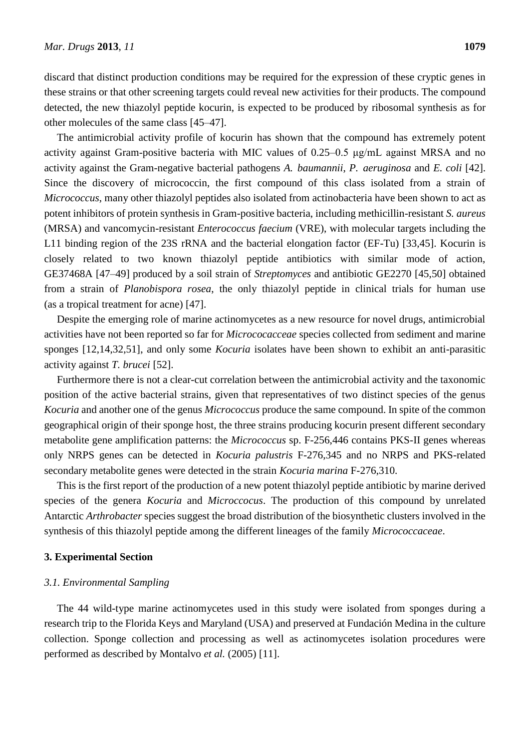discard that distinct production conditions may be required for the expression of these cryptic genes in these strains or that other screening targets could reveal new activities for their products. The compound detected, the new thiazolyl peptide kocurin, is expected to be produced by ribosomal synthesis as for other molecules of the same class [45–47].

The antimicrobial activity profile of kocurin has shown that the compound has extremely potent activity against Gram-positive bacteria with MIC values of 0.25–0.5 μg/mL against MRSA and no activity against the Gram-negative bacterial pathogens *A. baumannii*, *P. aeruginosa* and *E. coli* [42]. Since the discovery of micrococcin, the first compound of this class isolated from a strain of *Micrococcus*, many other thiazolyl peptides also isolated from actinobacteria have been shown to act as potent inhibitors of protein synthesis in Gram-positive bacteria, including methicillin-resistant *S. aureus* (MRSA) and vancomycin-resistant *Enterococcus faecium* (VRE), with molecular targets including the L11 binding region of the 23S rRNA and the bacterial elongation factor (EF-Tu) [33,45]. Kocurin is closely related to two known thiazolyl peptide antibiotics with similar mode of action, GE37468A [47–49] produced by a soil strain of *Streptomyces* and antibiotic GE2270 [45,50] obtained from a strain of *Planobispora rosea*, the only thiazolyl peptide in clinical trials for human use (as a tropical treatment for acne) [47].

Despite the emerging role of marine actinomycetes as a new resource for novel drugs, antimicrobial activities have not been reported so far for *Micrococcaceae* species collected from sediment and marine sponges [12,14,32,51], and only some *Kocuria* isolates have been shown to exhibit an anti-parasitic activity against *T. brucei* [52].

Furthermore there is not a clear-cut correlation between the antimicrobial activity and the taxonomic position of the active bacterial strains, given that representatives of two distinct species of the genus *Kocuria* and another one of the genus *Micrococcus* produce the same compound. In spite of the common geographical origin of their sponge host, the three strains producing kocurin present different secondary metabolite gene amplification patterns: the *Micrococcus* sp. F-256,446 contains PKS-II genes whereas only NRPS genes can be detected in *Kocuria palustris* F-276,345 and no NRPS and PKS-related secondary metabolite genes were detected in the strain *Kocuria marina* F-276,310.

This is the first report of the production of a new potent thiazolyl peptide antibiotic by marine derived species of the genera *Kocuria* and *Micrococus*. The production of this compound by unrelated Antarctic *Arthrobacter* species suggest the broad distribution of the biosynthetic clusters involved in the synthesis of this thiazolyl peptide among the different lineages of the family *Micrococcaceae*.

## 3. Experimental Section

### *3.1. Environmental Sampling*

The 44 wild-type marine actinomycetes used in this study were isolated from sponges during a research trip to the Florida Keys and Maryland (USA) and preserved at Fundación Medina in the culture collection. Sponge collection and processing as well as actinomycetes isolation procedures were performed as described by Montalvo *et al.* (2005) [11].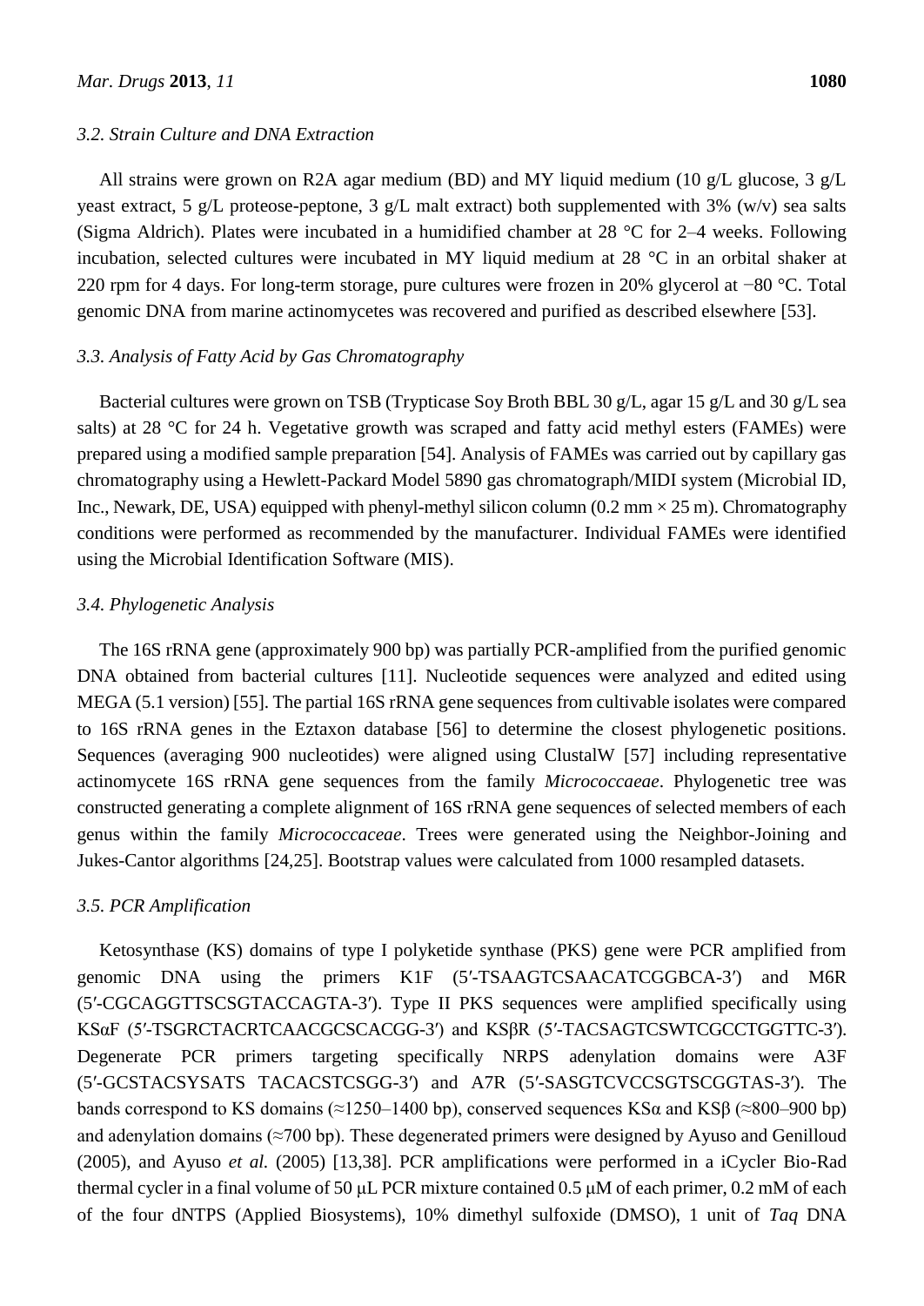### 3.2. Strain Culture and DNA Extraction

All strains were grown on R2A agar medium (BD) and MY liquid medium (10 g/L glucose, 3 g/L yeast extract, 5 g/L proteose-peptone, 3 g/L malt extract) both supplemented with 3% (w/v) sea salts (Sigma Aldrich). Plates were incubated in a humidified chamber at 28 °C for 2–4 weeks. Following incubation, selected cultures were incubated in MY liquid medium at 28 °C in an orbital shaker at 220 rpm for 4 days. For long-term storage, pure cultures were frozen in 20% glycerol at −80 °C. Total genomic DNA from marine actinomycetes was recovered and purified as described elsewhere [53].

### 3.3. Analysis of Fatty Acid by Gas Chromatography

Bacterial cultures were grown on TSB (Trypticase Soy Broth BBL 30 g/L, agar 15 g/L and 30 g/L sea salts) at 28 °C for 24 h. Vegetative growth was scraped and fatty acid methyl esters (FAMEs) were prepared using a modified sample preparation [54]. Analysis of FAMEs was carried out by capillary gas chromatography using a Hewlett-Packard Model 5890 gas chromatograph/MIDI system (Microbial ID, Inc., Newark, DE, USA) equipped with phenyl-methyl silicon column (0.2 mm × 25 m). Chromatography conditions were performed as recommended by the manufacturer. Individual FAMEs were identified using the Microbial Identification Software (MIS).

### 3.4. Phylogenetic Analysis

The 16S rRNA gene (approximately 900 bp) was partially PCR-amplified from the purified genomic DNA obtained from bacterial cultures [11]. Nucleotide sequences were analyzed and edited using MEGA (5.1 version) [55]. The partial 16S rRNA gene sequences from cultivable isolates were compared to 16S rRNA genes in the Eztaxon database [56] to determine the closest phylogenetic positions. Sequences (averaging 900 nucleotides) were aligned using ClustalW [57] including representative actinomycete 16S rRNA gene sequences from the family *Micrococcaeae*. Phylogenetic tree was constructed generating a complete alignment of 16S rRNA gene sequences of selected members of each genus within the family *Micrococcaceae*. Trees were generated using the Neighbor-Joining and Jukes-Cantor algorithms [24,25]. Bootstrap values were calculated from 1000 resampled datasets.

### 3.5. PCR Amplification

Ketosynthase (KS) domains of type I polyketide synthase (PKS) gene were PCR amplified from genomic DNA using the primers K1F (5′-TSAAGTCSAACATCGGBCA-3′) and M6R (5′-CGCAGGTTSCSGTACCAGTA-3′). Type II PKS sequences were amplified specifically using KSαF (5′-TSGRCTACRTCAACGCSCACGG-3′) and KSβR (5′-TACSAGTCSWTCGCCTGGTTC-3′). Degenerate PCR primers targeting specifically NRPS adenylation domains were A3F (5′-GCSTACSYSATS TACACSTCSGG-3′) and A7R (5′-SASGTCVCCSGTSCGGTAS-3′). The bands correspond to KS domains (≈1250–1400 bp), conserved sequences KSα and KSβ (≈800–900 bp) and adenylation domains (≈700 bp). These degenerated primers were designed by Ayuso and Genilloud (2005), and Ayuso *et al.* (2005) [13,38]. PCR amplifications were performed in a iCycler Bio-Rad thermal cycler in a final volume of 50 μL PCR mixture contained 0.5 μM of each primer, 0.2 mM of each of the four dNTPS (Applied Biosystems), 10% dimethyl sulfoxide (DMSO), 1 unit of *Taq* DNA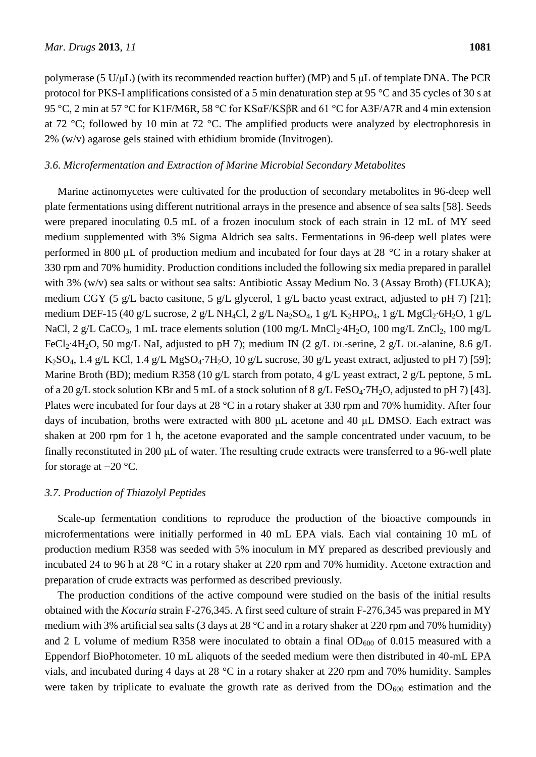polymerase (5 U/μL) (with its recommended reaction buffer) (MP) and 5 μL of template DNA. The PCR protocol for PKS-I amplifications consisted of a 5 min denaturation step at 95 °C and 35 cycles of 30 s at 95 °C, 2 min at 57 °C for K1F/M6R, 58 °C for KSαF/KSβR and 61 °C for A3F/A7R and 4 min extension at 72 °C; followed by 10 min at 72 °C. The amplified products were analyzed by electrophoresis in 2% (w/v) agarose gels stained with ethidium bromide (Invitrogen).

### *3.6. Microfermentation and Extraction of Marine Microbial Secondary Metabolites*

Marine actinomycetes were cultivated for the production of secondary metabolites in 96-deep well plate fermentations using different nutritional arrays in the presence and absence of sea salts [58]. Seeds were prepared inoculating 0.5 mL of a frozen inoculum stock of each strain in 12 mL of MY seed medium supplemented with 3% Sigma Aldrich sea salts. Fermentations in 96-deep well plates were performed in 800 μL of production medium and incubated for four days at 28 °C in a rotary shaker at 330 rpm and 70% humidity. Production conditions included the following six media prepared in parallel with 3% (w/v) sea salts or without sea salts: Antibiotic Assay Medium No. 3 (Assay Broth) (FLUKA); medium CGY (5 g/L bacto casitone, 5 g/L glycerol, 1 g/L bacto yeast extract, adjusted to pH 7) [21]; medium DEF-15 (40 g/L sucrose, 2 g/L $NH_4Cl$, 2 g/L $Na_2SO_4$, 1 g/L $K_2HPO_4$, 1 g/L $MgCl_2{\cdot}6H_2O$, 1 g/L NaCl, 2 g/L $CaCO_3$, 1 mL trace elements solution (100 mg/L $MnCl_2{\cdot}4H_2O$, 100 mg/L $ZnCl_2$, 100 mg/L $FeCl_2{\cdot}4H_2O$, 50 mg/L NaI, adjusted to pH 7); medium IN (2 g/L DL-serine, 2 g/L DL-alanine, 8.6 g/L $K_2SO_4$, 1.4 g/L KCl, 1.4 g/L $MgSO_4{\cdot}7H_2O$, 10 g/L sucrose, 30 g/L yeast extract, adjusted to pH 7) [59]; Marine Broth (BD); medium R358 (10 g/L starch from potato, 4 g/L yeast extract, 2 g/L peptone, 5 mL of a 20 g/L stock solution KBr and 5 mL of a stock solution of 8 g/L $FeSO_4{\cdot}7H_2O$, adjusted to pH 7) [43]. Plates were incubated for four days at 28 °C in a rotary shaker at 330 rpm and 70% humidity. After four days of incubation, broths were extracted with 800 μL acetone and 40 μL DMSO. Each extract was shaken at 200 rpm for 1 h, the acetone evaporated and the sample concentrated under vacuum, to be finally reconstituted in 200 μL of water. The resulting crude extracts were transferred to a 96-well plate for storage at −20 °C.

### *3.7. Production of Thiazolyl Peptides*

Scale-up fermentation conditions to reproduce the production of the bioactive compounds in microfermentations were initially performed in 40 mL EPA vials. Each vial containing 10 mL of production medium R358 was seeded with 5% inoculum in MY prepared as described previously and incubated 24 to 96 h at 28 °C in a rotary shaker at 220 rpm and 70% humidity. Acetone extraction and preparation of crude extracts was performed as described previously.

The production conditions of the active compound were studied on the basis of the initial results obtained with the *Kocuria* strain F-276,345. A first seed culture of strain F-276,345 was prepared in MY medium with 3% artificial sea salts (3 days at 28 °C and in a rotary shaker at 220 rpm and 70% humidity) and 2 L volume of medium R358 were inoculated to obtain a final $OD_{600}$ of 0.015 measured with a Eppendorf BioPhotometer. 10 mL aliquots of the seeded medium were then distributed in 40-mL EPA vials, and incubated during 4 days at 28 °C in a rotary shaker at 220 rpm and 70% humidity. Samples were taken by triplicate to evaluate the growth rate as derived from the $DO_{600}$ estimation and the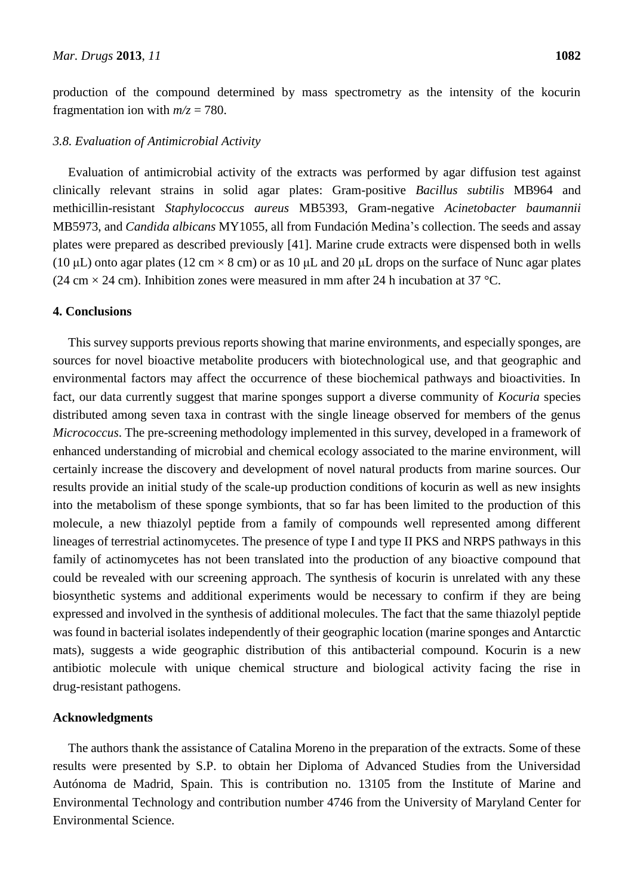production of the compound determined by mass spectrometry as the intensity of the kocurin fragmentation ion with $m/z = 780$.

### *3.8. Evaluation of Antimicrobial Activity*

Evaluation of antimicrobial activity of the extracts was performed by agar diffusion test against clinically relevant strains in solid agar plates: Gram-positive *Bacillus subtilis* MB964 and methicillin-resistant *Staphylococcus aureus* MB5393, Gram-negative *Acinetobacter baumannii* MB5973, and *Candida albicans* MY1055, all from Fundación Medina's collection. The seeds and assay plates were prepared as described previously [41]. Marine crude extracts were dispensed both in wells (10 μL) onto agar plates (12 cm × 8 cm) or as 10 μL and 20 μL drops on the surface of Nunc agar plates (24 cm × 24 cm). Inhibition zones were measured in mm after 24 h incubation at 37 °C.

## 4. Conclusions

This survey supports previous reports showing that marine environments, and especially sponges, are sources for novel bioactive metabolite producers with biotechnological use, and that geographic and environmental factors may affect the occurrence of these biochemical pathways and bioactivities. In fact, our data currently suggest that marine sponges support a diverse community of *Kocuria* species distributed among seven taxa in contrast with the single lineage observed for members of the genus *Micrococcus*. The pre-screening methodology implemented in this survey, developed in a framework of enhanced understanding of microbial and chemical ecology associated to the marine environment, will certainly increase the discovery and development of novel natural products from marine sources. Our results provide an initial study of the scale-up production conditions of kocurin as well as new insights into the metabolism of these sponge symbionts, that so far has been limited to the production of this molecule, a new thiazolyl peptide from a family of compounds well represented among different lineages of terrestrial actinomycetes. The presence of type I and type II PKS and NRPS pathways in this family of actinomycetes has not been translated into the production of any bioactive compound that could be revealed with our screening approach. The synthesis of kocurin is unrelated with any these biosynthetic systems and additional experiments would be necessary to confirm if they are being expressed and involved in the synthesis of additional molecules. The fact that the same thiazolyl peptide was found in bacterial isolates independently of their geographic location (marine sponges and Antarctic mats), suggests a wide geographic distribution of this antibacterial compound. Kocurin is a new antibiotic molecule with unique chemical structure and biological activity facing the rise in drug-resistant pathogens.

## Acknowledgments

The authors thank the assistance of Catalina Moreno in the preparation of the extracts. Some of these results were presented by S.P. to obtain her Diploma of Advanced Studies from the Universidad Autónoma de Madrid, Spain. This is contribution no. 13105 from the Institute of Marine and Environmental Technology and contribution number 4746 from the University of Maryland Center for Environmental Science.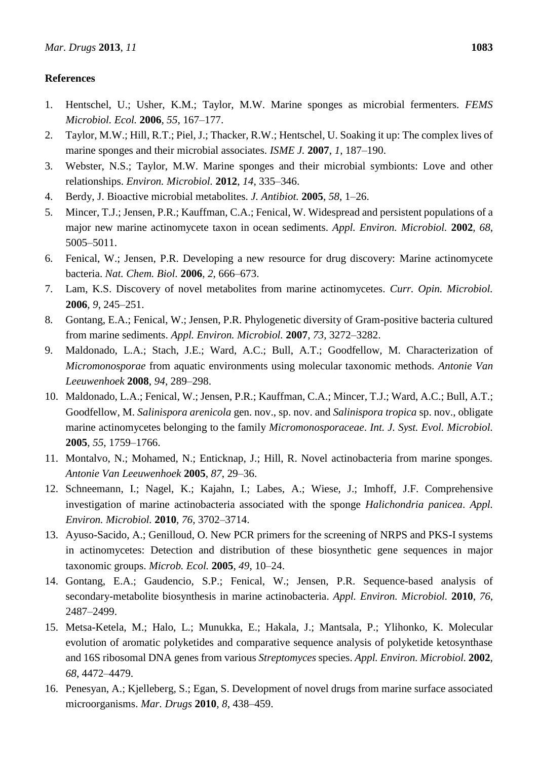## References

1. Hentschel, U.; Usher, K.M.; Taylor, M.W. Marine sponges as microbial fermenters. *FEMS Microbiol. Ecol.* **2006**, *55*, 167–177.
2. Taylor, M.W.; Hill, R.T.; Piel, J.; Thacker, R.W.; Hentschel, U. Soaking it up: The complex lives of marine sponges and their microbial associates. *ISME J.* **2007**, *1*, 187–190.
3. Webster, N.S.; Taylor, M.W. Marine sponges and their microbial symbionts: Love and other relationships. *Environ. Microbiol.* **2012**, *14*, 335–346.
4. Berdy, J. Bioactive microbial metabolites. *J. Antibiot.* **2005**, *58*, 1–26.
5. Mincer, T.J.; Jensen, P.R.; Kauffman, C.A.; Fenical, W. Widespread and persistent populations of a major new marine actinomycete taxon in ocean sediments. *Appl. Environ. Microbiol.* **2002**, *68*, 5005–5011.
6. Fenical, W.; Jensen, P.R. Developing a new resource for drug discovery: Marine actinomycete bacteria. *Nat. Chem. Biol*. **2006**, *2*, 666–673.
7. Lam, K.S. Discovery of novel metabolites from marine actinomycetes. *Curr. Opin. Microbiol.* **2006**, *9*, 245–251.
8. Gontang, E.A.; Fenical, W.; Jensen, P.R. Phylogenetic diversity of Gram-positive bacteria cultured from marine sediments. *Appl. Environ. Microbiol.* **2007**, *73*, 3272–3282.
9. Maldonado, L.A.; Stach, J.E.; Ward, A.C.; Bull, A.T.; Goodfellow, M. Characterization of *Micromonosporae* from aquatic environments using molecular taxonomic methods. *Antonie Van Leeuwenhoek* **2008**, *94*, 289–298.
10. Maldonado, L.A.; Fenical, W.; Jensen, P.R.; Kauffman, C.A.; Mincer, T.J.; Ward, A.C.; Bull, A.T.; Goodfellow, M. *Salinispora arenicola* gen. nov., sp. nov. and *Salinispora tropica* sp. nov., obligate marine actinomycetes belonging to the family *Micromonosporaceae*. *Int. J. Syst. Evol. Microbiol.* **2005**, *55*, 1759–1766.
11. Montalvo, N.; Mohamed, N.; Enticknap, J.; Hill, R. Novel actinobacteria from marine sponges. *Antonie Van Leeuwenhoek* **2005**, *87*, 29–36.
12. Schneemann, I.; Nagel, K.; Kajahn, I.; Labes, A.; Wiese, J.; Imhoff, J.F. Comprehensive investigation of marine actinobacteria associated with the sponge *Halichondria panicea*. *Appl. Environ. Microbiol.* **2010**, *76*, 3702–3714.
13. Ayuso-Sacido, A.; Genilloud, O. New PCR primers for the screening of NRPS and PKS-I systems in actinomycetes: Detection and distribution of these biosynthetic gene sequences in major taxonomic groups. *Microb. Ecol.* **2005**, *49*, 10–24.
14. Gontang, E.A.; Gaudencio, S.P.; Fenical, W.; Jensen, P.R. Sequence-based analysis of secondary-metabolite biosynthesis in marine actinobacteria. *Appl. Environ. Microbiol.* **2010**, *76*, 2487–2499.
15. Metsa-Ketela, M.; Halo, L.; Munukka, E.; Hakala, J.; Mantsala, P.; Ylihonko, K. Molecular evolution of aromatic polyketides and comparative sequence analysis of polyketide ketosynthase and 16S ribosomal DNA genes from various *Streptomyces* species. *Appl. Environ. Microbiol.* **2002**, *68*, 4472–4479.
16. Penesyan, A.; Kjelleberg, S.; Egan, S. Development of novel drugs from marine surface associated microorganisms. *Mar. Drugs* **2010**, *8*, 438–459.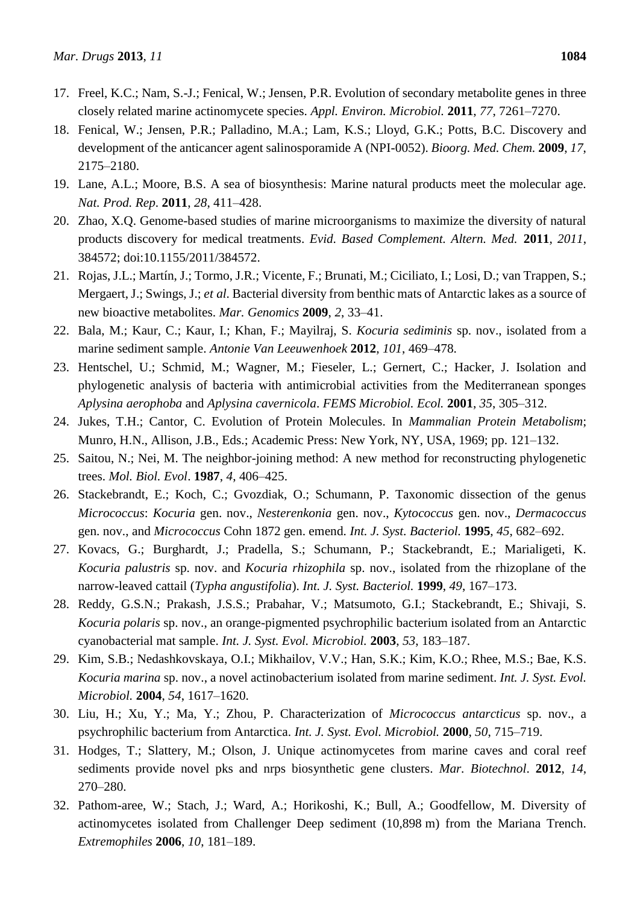17. Freel, K.C.; Nam, S.-J.; Fenical, W.; Jensen, P.R. Evolution of secondary metabolite genes in three closely related marine actinomycete species. *Appl. Environ. Microbiol.* **2011**, *77*, 7261–7270.
18. Fenical, W.; Jensen, P.R.; Palladino, M.A.; Lam, K.S.; Lloyd, G.K.; Potts, B.C. Discovery and development of the anticancer agent salinosporamide A (NPI-0052). *Bioorg. Med. Chem.* **2009**, *17*, 2175–2180.
19. Lane, A.L.; Moore, B.S. A sea of biosynthesis: Marine natural products meet the molecular age. *Nat. Prod. Rep*. **2011**, *28*, 411–428.
20. Zhao, X.Q. Genome-based studies of marine microorganisms to maximize the diversity of natural products discovery for medical treatments. *Evid. Based Complement. Altern. Med.* **2011**, *2011*, 384572; doi:10.1155/2011/384572.
21. Rojas, J.L.; Martín, J.; Tormo, J.R.; Vicente, F.; Brunati, M.; Ciciliato, I.; Losi, D.; van Trappen, S.; Mergaert, J.; Swings, J.; *et al*. Bacterial diversity from benthic mats of Antarctic lakes as a source of new bioactive metabolites. *Mar. Genomics* **2009**, *2*, 33–41.
22. Bala, M.; Kaur, C.; Kaur, I.; Khan, F.; Mayilraj, S. *Kocuria sediminis* sp. nov., isolated from a marine sediment sample. *Antonie Van Leeuwenhoek* **2012**, *101*, 469–478.
23. Hentschel, U.; Schmid, M.; Wagner, M.; Fieseler, L.; Gernert, C.; Hacker, J. Isolation and phylogenetic analysis of bacteria with antimicrobial activities from the Mediterranean sponges *Aplysina aerophoba* and *Aplysina cavernicola*. *FEMS Microbiol. Ecol.* **2001**, *35*, 305–312.
24. Jukes, T.H.; Cantor, C. Evolution of Protein Molecules. In *Mammalian Protein Metabolism*; Munro, H.N., Allison, J.B., Eds.; Academic Press: New York, NY, USA, 1969; pp. 121–132.
25. Saitou, N.; Nei, M. The neighbor-joining method: A new method for reconstructing phylogenetic trees. *Mol. Biol. Evol*. **1987**, *4*, 406–425.
26. Stackebrandt, E.; Koch, C.; Gvozdiak, O.; Schumann, P. Taxonomic dissection of the genus *Micrococcus*: *Kocuria* gen. nov., *Nesterenkonia* gen. nov., *Kytococcus* gen. nov., *Dermacoccus* gen. nov., and *Micrococcus* Cohn 1872 gen. emend. *Int. J. Syst. Bacteriol.* **1995**, *45*, 682–692.
27. Kovacs, G.; Burghardt, J.; Pradella, S.; Schumann, P.; Stackebrandt, E.; Marialigeti, K. *Kocuria palustris* sp. nov. and *Kocuria rhizophila* sp. nov., isolated from the rhizoplane of the narrow-leaved cattail (*Typha angustifolia*). *Int. J. Syst. Bacteriol.* **1999**, *49*, 167–173.
28. Reddy, G.S.N.; Prakash, J.S.S.; Prabahar, V.; Matsumoto, G.I.; Stackebrandt, E.; Shivaji, S. *Kocuria polaris* sp. nov., an orange-pigmented psychrophilic bacterium isolated from an Antarctic cyanobacterial mat sample. *Int. J. Syst. Evol. Microbiol.* **2003**, *53*, 183–187.
29. Kim, S.B.; Nedashkovskaya, O.I.; Mikhailov, V.V.; Han, S.K.; Kim, K.O.; Rhee, M.S.; Bae, K.S. *Kocuria marina* sp. nov., a novel actinobacterium isolated from marine sediment. *Int. J. Syst. Evol. Microbiol.* **2004**, *54*, 1617–1620.
30. Liu, H.; Xu, Y.; Ma, Y.; Zhou, P. Characterization of *Micrococcus antarcticus* sp. nov., a psychrophilic bacterium from Antarctica. *Int. J. Syst. Evol. Microbiol.* **2000**, *50*, 715–719.
31. Hodges, T.; Slattery, M.; Olson, J. Unique actinomycetes from marine caves and coral reef sediments provide novel pks and nrps biosynthetic gene clusters. *Mar. Biotechnol*. **2012**, *14*, 270–280.
32. Pathom-aree, W.; Stach, J.; Ward, A.; Horikoshi, K.; Bull, A.; Goodfellow, M. Diversity of actinomycetes isolated from Challenger Deep sediment (10,898 m) from the Mariana Trench. *Extremophiles* **2006**, *10*, 181–189.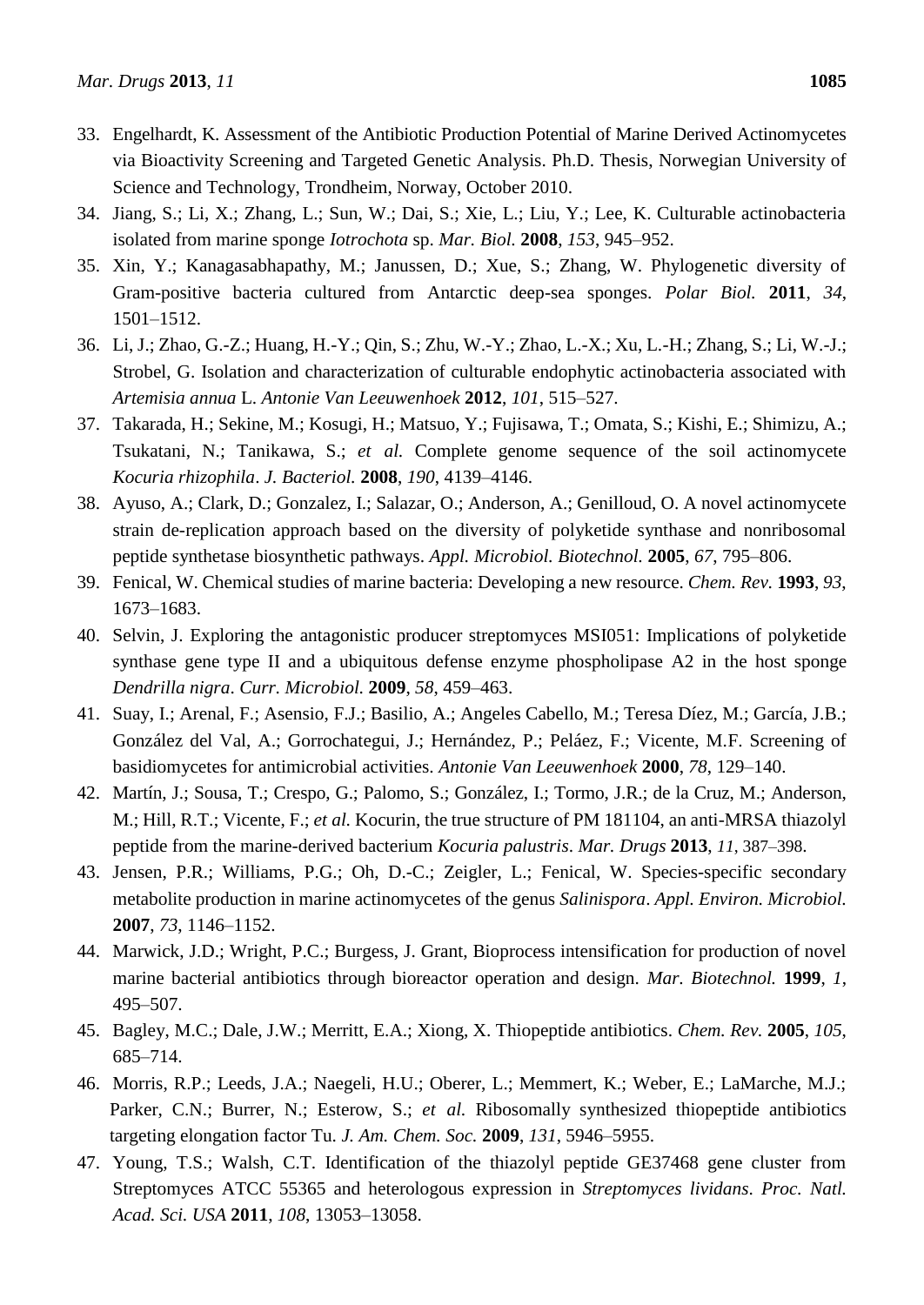33. Engelhardt, K. Assessment of the Antibiotic Production Potential of Marine Derived Actinomycetes via Bioactivity Screening and Targeted Genetic Analysis. Ph.D. Thesis, Norwegian University of Science and Technology, Trondheim, Norway, October 2010.
34. Jiang, S.; Li, X.; Zhang, L.; Sun, W.; Dai, S.; Xie, L.; Liu, Y.; Lee, K. Culturable actinobacteria isolated from marine sponge *Iotrochota* sp. *Mar. Biol.* **2008**, *153*, 945–952.
35. Xin, Y.; Kanagasabhapathy, M.; Janussen, D.; Xue, S.; Zhang, W. Phylogenetic diversity of Gram-positive bacteria cultured from Antarctic deep-sea sponges. *Polar Biol.* **2011**, *34*, 1501–1512.
36. Li, J.; Zhao, G.-Z.; Huang, H.-Y.; Qin, S.; Zhu, W.-Y.; Zhao, L.-X.; Xu, L.-H.; Zhang, S.; Li, W.-J.; Strobel, G. Isolation and characterization of culturable endophytic actinobacteria associated with *Artemisia annua* L. *Antonie Van Leeuwenhoek* **2012**, *101*, 515–527.
37. Takarada, H.; Sekine, M.; Kosugi, H.; Matsuo, Y.; Fujisawa, T.; Omata, S.; Kishi, E.; Shimizu, A.; Tsukatani, N.; Tanikawa, S.; *et al.* Complete genome sequence of the soil actinomycete *Kocuria rhizophila*. *J. Bacteriol.* **2008**, *190*, 4139–4146.
38. Ayuso, A.; Clark, D.; Gonzalez, I.; Salazar, O.; Anderson, A.; Genilloud, O. A novel actinomycete strain de-replication approach based on the diversity of polyketide synthase and nonribosomal peptide synthetase biosynthetic pathways. *Appl. Microbiol. Biotechnol.* **2005**, *67*, 795–806.
39. Fenical, W. Chemical studies of marine bacteria: Developing a new resource. *Chem. Rev.* **1993**, *93*, 1673–1683.
40. Selvin, J. Exploring the antagonistic producer streptomyces MSI051: Implications of polyketide synthase gene type II and a ubiquitous defense enzyme phospholipase A2 in the host sponge *Dendrilla nigra*. *Curr. Microbiol.* **2009**, *58*, 459–463.
41. Suay, I.; Arenal, F.; Asensio, F.J.; Basilio, A.; Angeles Cabello, M.; Teresa Díez, M.; García, J.B.; González del Val, A.; Gorrochategui, J.; Hernández, P.; Peláez, F.; Vicente, M.F. Screening of basidiomycetes for antimicrobial activities. *Antonie Van Leeuwenhoek* **2000**, *78*, 129–140.
42. Martín, J.; Sousa, T.; Crespo, G.; Palomo, S.; González, I.; Tormo, J.R.; de la Cruz, M.; Anderson, M.; Hill, R.T.; Vicente, F.; *et al.* Kocurin, the true structure of PM 181104, an anti-MRSA thiazolyl peptide from the marine-derived bacterium *Kocuria palustris*. *Mar. Drugs* **2013**, *11*, 387–398.
43. Jensen, P.R.; Williams, P.G.; Oh, D.-C.; Zeigler, L.; Fenical, W. Species-specific secondary metabolite production in marine actinomycetes of the genus *Salinispora*. *Appl. Environ. Microbiol.* **2007**, *73*, 1146–1152.
44. Marwick, J.D.; Wright, P.C.; Burgess, J. Grant, Bioprocess intensification for production of novel marine bacterial antibiotics through bioreactor operation and design. *Mar. Biotechnol.* **1999**, *1*, 495–507.
45. Bagley, M.C.; Dale, J.W.; Merritt, E.A.; Xiong, X. Thiopeptide antibiotics. *Chem. Rev.* **2005**, *105*, 685–714.
46. Morris, R.P.; Leeds, J.A.; Naegeli, H.U.; Oberer, L.; Memmert, K.; Weber, E.; LaMarche, M.J.; Parker, C.N.; Burrer, N.; Esterow, S.; *et al.* Ribosomally synthesized thiopeptide antibiotics targeting elongation factor Tu. *J. Am. Chem. Soc.* **2009**, *131*, 5946–5955.
47. Young, T.S.; Walsh, C.T. Identification of the thiazolyl peptide GE37468 gene cluster from Streptomyces ATCC 55365 and heterologous expression in *Streptomyces lividans*. *Proc. Natl. Acad. Sci. USA* **2011**, *108*, 13053–13058.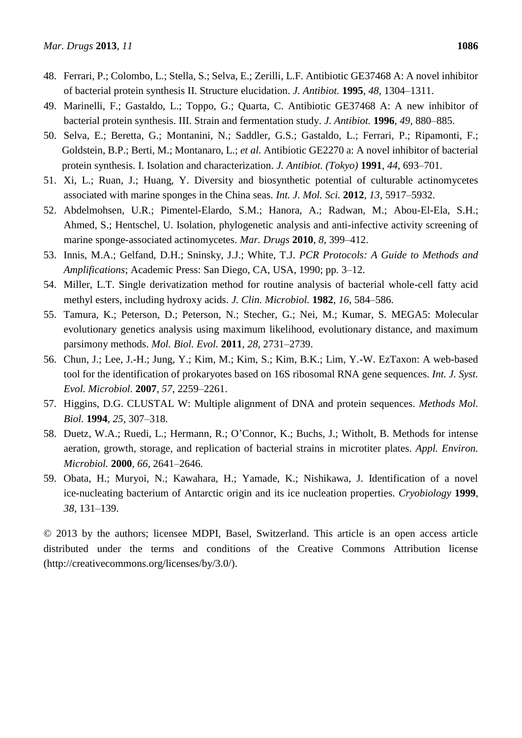48. Ferrari, P.; Colombo, L.; Stella, S.; Selva, E.; Zerilli, L.F. Antibiotic GE37468 A: A novel inhibitor of bacterial protein synthesis II. Structure elucidation. *J. Antibiot.* **1995**, *48*, 1304–1311.
49. Marinelli, F.; Gastaldo, L.; Toppo, G.; Quarta, C. Antibiotic GE37468 A: A new inhibitor of bacterial protein synthesis. III. Strain and fermentation study. *J. Antibiot.* **1996**, *49*, 880–885.
50. Selva, E.; Beretta, G.; Montanini, N.; Saddler, G.S.; Gastaldo, L.; Ferrari, P.; Ripamonti, F.; Goldstein, B.P.; Berti, M.; Montanaro, L.; *et al.* Antibiotic GE2270 a: A novel inhibitor of bacterial protein synthesis. I. Isolation and characterization. *J. Antibiot. (Tokyo)* **1991**, *44*, 693–701.
51. Xi, L.; Ruan, J.; Huang, Y. Diversity and biosynthetic potential of culturable actinomycetes associated with marine sponges in the China seas. *Int. J. Mol. Sci.* **2012**, *13*, 5917–5932.
52. Abdelmohsen, U.R.; Pimentel-Elardo, S.M.; Hanora, A.; Radwan, M.; Abou-El-Ela, S.H.; Ahmed, S.; Hentschel, U. Isolation, phylogenetic analysis and anti-infective activity screening of marine sponge-associated actinomycetes. *Mar. Drugs* **2010**, *8*, 399–412.
53. Innis, M.A.; Gelfand, D.H.; Sninsky, J.J.; White, T.J. *PCR Protocols: A Guide to Methods and Amplifications*; Academic Press: San Diego, CA, USA, 1990; pp. 3–12.
54. Miller, L.T. Single derivatization method for routine analysis of bacterial whole-cell fatty acid methyl esters, including hydroxy acids. *J. Clin. Microbiol.* **1982**, *16*, 584–586.
55. Tamura, K.; Peterson, D.; Peterson, N.; Stecher, G.; Nei, M.; Kumar, S. MEGA5: Molecular evolutionary genetics analysis using maximum likelihood, evolutionary distance, and maximum parsimony methods. *Mol. Biol. Evol.* **2011**, *28*, 2731–2739.
56. Chun, J.; Lee, J.-H.; Jung, Y.; Kim, M.; Kim, S.; Kim, B.K.; Lim, Y.-W. EzTaxon: A web-based tool for the identification of prokaryotes based on 16S ribosomal RNA gene sequences. *Int. J. Syst. Evol. Microbiol.* **2007**, *57*, 2259–2261.
57. Higgins, D.G. CLUSTAL W: Multiple alignment of DNA and protein sequences. *Methods Mol. Biol.* **1994**, *25*, 307–318.
58. Duetz, W.A.; Ruedi, L.; Hermann, R.; O'Connor, K.; Buchs, J.; Witholt, B. Methods for intense aeration, growth, storage, and replication of bacterial strains in microtiter plates. *Appl. Environ. Microbiol.* **2000**, *66*, 2641–2646.
59. Obata, H.; Muryoi, N.; Kawahara, H.; Yamade, K.; Nishikawa, J. Identification of a novel ice-nucleating bacterium of Antarctic origin and its ice nucleation properties. *Cryobiology* **1999**, *38*, 131–139.

© 2013 by the authors; licensee MDPI, Basel, Switzerland. This article is an open access article distributed under the terms and conditions of the Creative Commons Attribution license (http://creativecommons.org/licenses/by/3.0/).